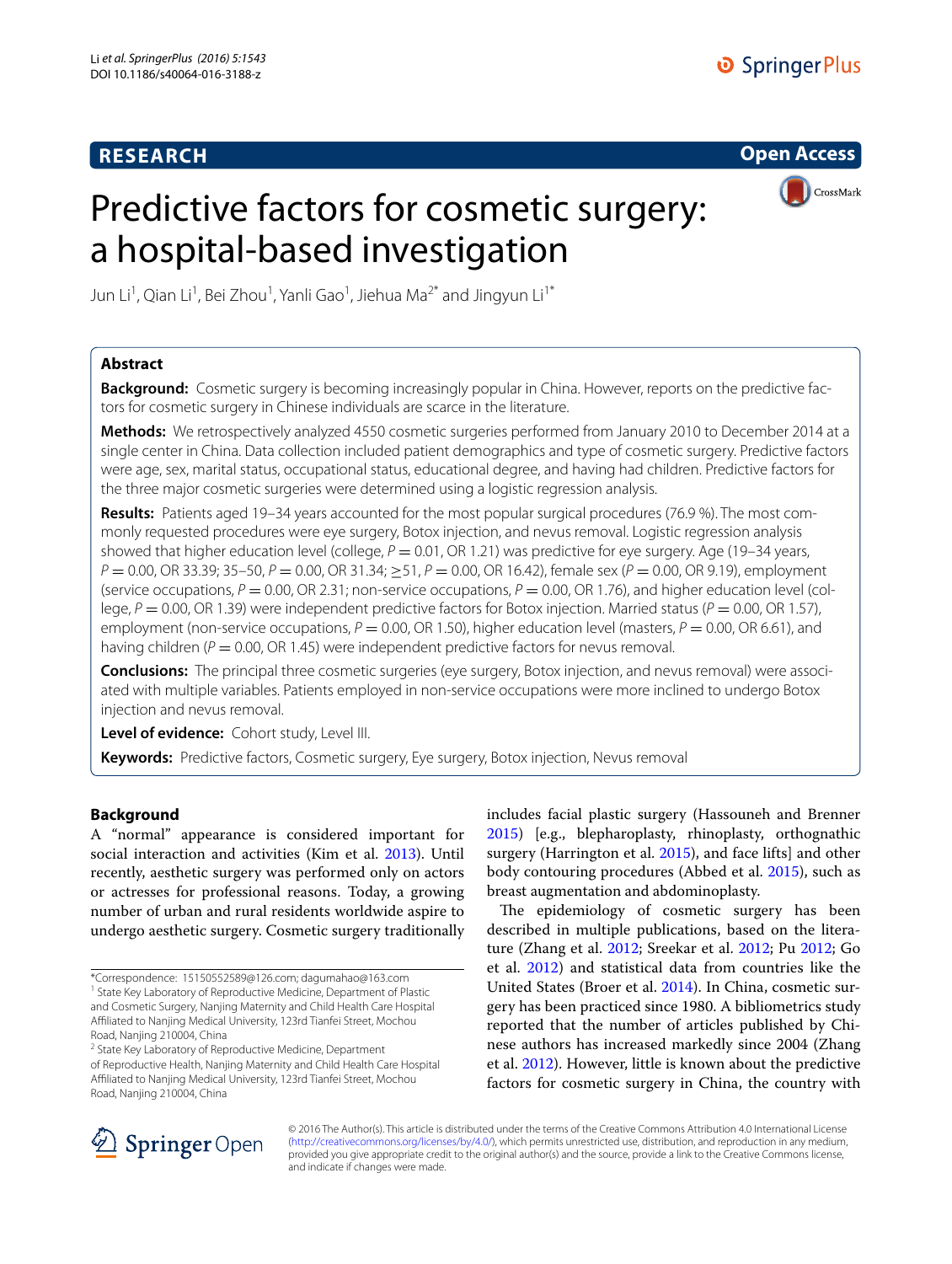RESEARCH

Open Access

# Predictive factors for cosmetic surgery: a hospital-based investigation

Jun Li[1], Qian Li[1], Bei Zhou[1], Yanli Gao[1], Jiehua Ma[2*] and Jingyun Li[1*]

## Abstract

**Background:** Cosmetic surgery is becoming increasingly popular in China. However, reports on the predictive factors for cosmetic surgery in Chinese individuals are scarce in the literature.

**Methods:** We retrospectively analyzed 4550 cosmetic surgeries performed from January 2010 to December 2014 at a single center in China. Data collection included patient demographics and type of cosmetic surgery. Predictive factors were age, sex, marital status, occupational status, educational degree, and having had children. Predictive factors for the three major cosmetic surgeries were determined using a logistic regression analysis.

**Results:** Patients aged 19–34 years accounted for the most popular surgical procedures (76.9 %). The most commonly requested procedures were eye surgery, Botox injection, and nevus removal. Logistic regression analysis showed that higher education level (college, $P = 0.01$, OR 1.21) was predictive for eye surgery. Age (19–34 years, $P = 0.00$, OR 33.39; 35–50, $P = 0.00$, OR 31.34; ≥51, $P = 0.00$, OR 16.42), female sex ($P = 0.00$, OR 9.19), employment (service occupations, $P = 0.00$, OR 2.31; non-service occupations, $P = 0.00$, OR 1.76), and higher education level (college, $P = 0.00$, OR 1.39) were independent predictive factors for Botox injection. Married status ($P = 0.00$, OR 1.57), employment (non-service occupations, $P = 0.00$, OR 1.50), higher education level (masters, $P = 0.00$, OR 6.61), and having children ($P = 0.00$, OR 1.45) were independent predictive factors for nevus removal.

**Conclusions:** The principal three cosmetic surgeries (eye surgery, Botox injection, and nevus removal) were associated with multiple variables. Patients employed in non-service occupations were more inclined to undergo Botox injection and nevus removal.

**Level of evidence:** Cohort study, Level III.

**Keywords:** Predictive factors, Cosmetic surgery, Eye surgery, Botox injection, Nevus removal

## Background

A "normal" appearance is considered important for social interaction and activities (Kim et al. 2013). Until recently, aesthetic surgery was performed only on actors or actresses for professional reasons. Today, a growing number of urban and rural residents worldwide aspire to undergo aesthetic surgery. Cosmetic surgery traditionally includes facial plastic surgery (Hassouneh and Brenner 2015) [e.g., blepharoplasty, rhinoplasty, orthognathic surgery (Harrington et al. 2015), and face lifts] and other body contouring procedures (Abbed et al. 2015), such as breast augmentation and abdominoplasty.

The epidemiology of cosmetic surgery has been described in multiple publications, based on the literature (Zhang et al. 2012; Sreekar et al. 2012; Pu 2012; Go et al. 2012) and statistical data from countries like the United States (Broer et al. 2014). In China, cosmetic surgery has been practiced since 1980. A bibliometrics study reported that the number of articles published by Chinese authors has increased markedly since 2004 (Zhang et al. 2012). However, little is known about the predictive factors for cosmetic surgery in China, the country with

*Correspondence: 15150552589@126.com; dagumahao@163.com
[1] State Key Laboratory of Reproductive Medicine, Department of Plastic and Cosmetic Surgery, Nanjing Maternity and Child Health Care Hospital Affiliated to Nanjing Medical University, 123rd Tianfei Street, Mochou Road, Nanjing 210004, China
[2] State Key Laboratory of Reproductive Medicine, Department of Reproductive Health, Nanjing Maternity and Child Health Care Hospital Affiliated to Nanjing Medical University, 123rd Tianfei Street, Mochou Road, Nanjing 210004, China

© 2016 The Author(s). This article is distributed under the terms of the Creative Commons Attribution 4.0 International License (http://creativecommons.org/licenses/by/4.0/), which permits unrestricted use, distribution, and reproduction in any medium, provided you give appropriate credit to the original author(s) and the source, provide a link to the Creative Commons license, and indicate if changes were made.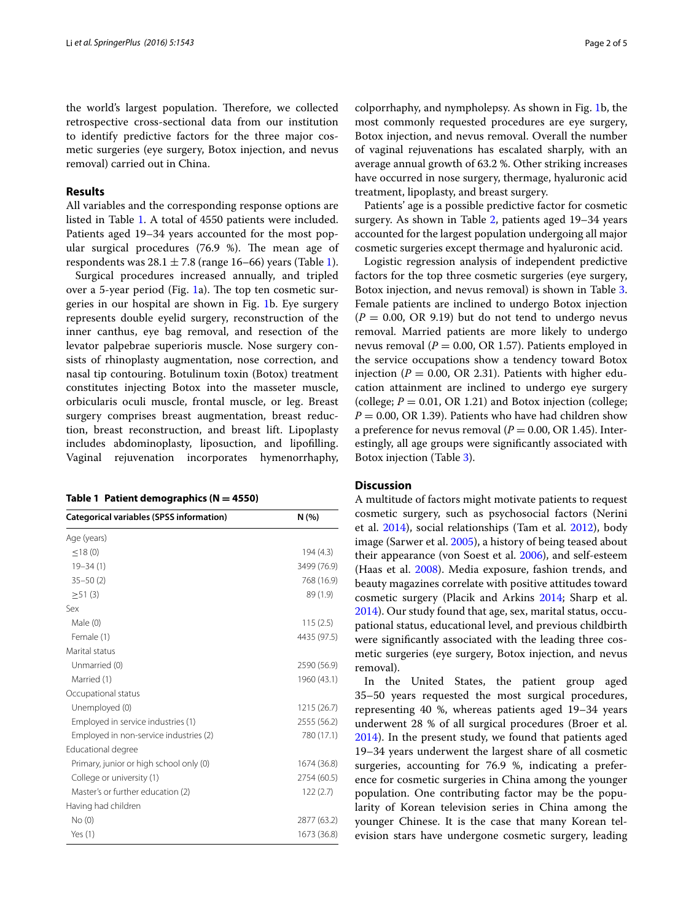the world's largest population. Therefore, we collected retrospective cross-sectional data from our institution to identify predictive factors for the three major cosmetic surgeries (eye surgery, Botox injection, and nevus removal) carried out in China.

## Results

All variables and the corresponding response options are listed in Table 1. A total of 4550 patients were included. Patients aged 19–34 years accounted for the most popular surgical procedures (76.9 %). The mean age of respondents was $28.1 \pm 7.8$ (range 16–66) years (Table 1).

Surgical procedures increased annually, and tripled over a 5-year period (Fig. 1a). The top ten cosmetic surgeries in our hospital are shown in Fig. 1b. Eye surgery represents double eyelid surgery, reconstruction of the inner canthus, eye bag removal, and resection of the levator palpebrae superioris muscle. Nose surgery consists of rhinoplasty augmentation, nose correction, and nasal tip contouring. Botulinum toxin (Botox) treatment constitutes injecting Botox into the masseter muscle, orbicularis oculi muscle, frontal muscle, or leg. Breast surgery comprises breast augmentation, breast reduction, breast reconstruction, and breast lift. Lipoplasty includes abdominoplasty, liposuction, and lipofilling. Vaginal rejuvenation incorporates hymenorrhaphy, colporrhaphy, and nympholepsy. As shown in Fig. 1b, the most commonly requested procedures are eye surgery, Botox injection, and nevus removal. Overall the number of vaginal rejuvenations has escalated sharply, with an average annual growth of 63.2 %. Other striking increases have occurred in nose surgery, thermage, hyaluronic acid treatment, lipoplasty, and breast surgery.

Patients' age is a possible predictive factor for cosmetic surgery. As shown in Table 2, patients aged 19–34 years accounted for the largest population undergoing all major cosmetic surgeries except thermage and hyaluronic acid.

Logistic regression analysis of independent predictive factors for the top three cosmetic surgeries (eye surgery, Botox injection, and nevus removal) is shown in Table 3. Female patients are inclined to undergo Botox injection ($P = 0.00$, OR 9.19) but do not tend to undergo nevus removal. Married patients are more likely to undergo nevus removal ($P = 0.00$, OR 1.57). Patients employed in the service occupations show a tendency toward Botox injection ($P = 0.00$, OR 2.31). Patients with higher education attainment are inclined to undergo eye surgery (college; $P = 0.01$, OR 1.21) and Botox injection (college; $P = 0.00$, OR 1.39). Patients who have had children show a preference for nevus removal ($P = 0.00$, OR 1.45). Interestingly, all age groups were significantly associated with Botox injection (Table 3).

**Table 1 Patient demographics (N = 4550)**

| Categorical variables (SPSS information) | N (%) |
|---|---|
| Age (years) | |
| ≤18 (0) | 194 (4.3) |
| 19–34 (1) | 3499 (76.9) |
| 35–50 (2) | 768 (16.9) |
| ≥51 (3) | 89 (1.9) |
| Sex | |
| Male (0) | 115 (2.5) |
| Female (1) | 4435 (97.5) |
| Marital status | |
| Unmarried (0) | 2590 (56.9) |
| Married (1) | 1960 (43.1) |
| Occupational status | |
| Unemployed (0) | 1215 (26.7) |
| Employed in service industries (1) | 2555 (56.2) |
| Employed in non-service industries (2) | 780 (17.1) |
| Educational degree | |
| Primary, junior or high school only (0) | 1674 (36.8) |
| College or university (1) | 2754 (60.5) |
| Master's or further education (2) | 122 (2.7) |
| Having had children | |
| No (0) | 2877 (63.2) |
| Yes (1) | 1673 (36.8) |

## Discussion

A multitude of factors might motivate patients to request cosmetic surgery, such as psychosocial factors (Nerini et al. 2014), social relationships (Tam et al. 2012), body image (Sarwer et al. 2005), a history of being teased about their appearance (von Soest et al. 2006), and self-esteem (Haas et al. 2008). Media exposure, fashion trends, and beauty magazines correlate with positive attitudes toward cosmetic surgery (Placik and Arkins 2014; Sharp et al. 2014). Our study found that age, sex, marital status, occupational status, educational level, and previous childbirth were significantly associated with the leading three cosmetic surgeries (eye surgery, Botox injection, and nevus removal).

In the United States, the patient group aged 35–50 years requested the most surgical procedures, representing 40 %, whereas patients aged 19–34 years underwent 28 % of all surgical procedures (Broer et al. 2014). In the present study, we found that patients aged 19–34 years underwent the largest share of all cosmetic surgeries, accounting for 76.9 %, indicating a preference for cosmetic surgeries in China among the younger population. One contributing factor may be the popularity of Korean television series in China among the younger Chinese. It is the case that many Korean television stars have undergone cosmetic surgery, leading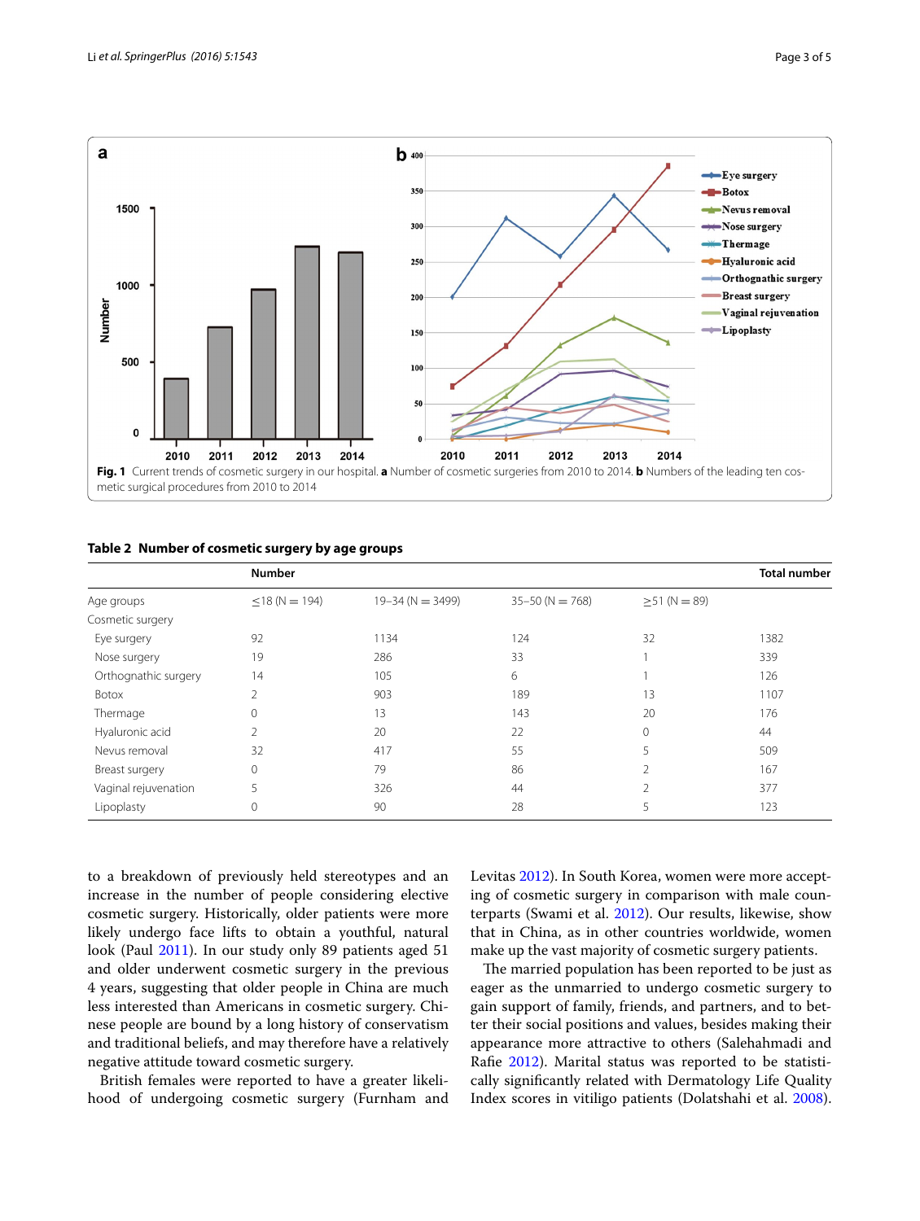**Fig. 1** Current trends of cosmetic surgery in our hospital. **a** Number of cosmetic surgeries from 2010 to 2014. **b** Numbers of the leading ten cosmetic surgical procedures from 2010 to 2014

**Table 2 Number of cosmetic surgery by age groups**

| | Number | | | | Total number |
|---|---|---|---|---|---|
| Age groups | ≤18 (N = 194) | 19–34 (N = 3499) | 35–50 (N = 768) | ≥51 (N = 89) | |
| Cosmetic surgery | | | | | |
| Eye surgery | 92 | 1134 | 124 | 32 | 1382 |
| Nose surgery | 19 | 286 | 33 | 1 | 339 |
| Orthognathic surgery | 14 | 105 | 6 | 1 | 126 |
| Botox | 2 | 903 | 189 | 13 | 1107 |
| Thermage | 0 | 13 | 143 | 20 | 176 |
| Hyaluronic acid | 2 | 20 | 22 | 0 | 44 |
| Nevus removal | 32 | 417 | 55 | 5 | 509 |
| Breast surgery | 0 | 79 | 86 | 2 | 167 |
| Vaginal rejuvenation | 5 | 326 | 44 | 2 | 377 |
| Lipoplasty | 0 | 90 | 28 | 5 | 123 |

to a breakdown of previously held stereotypes and an increase in the number of people considering elective cosmetic surgery. Historically, older patients were more likely undergo face lifts to obtain a youthful, natural look (Paul 2011). In our study only 89 patients aged 51 and older underwent cosmetic surgery in the previous 4 years, suggesting that older people in China are much less interested than Americans in cosmetic surgery. Chinese people are bound by a long history of conservatism and traditional beliefs, and may therefore have a relatively negative attitude toward cosmetic surgery.

British females were reported to have a greater likelihood of undergoing cosmetic surgery (Furnham and Levitas 2012). In South Korea, women were more accepting of cosmetic surgery in comparison with male counterparts (Swami et al. 2012). Our results, likewise, show that in China, as in other countries worldwide, women make up the vast majority of cosmetic surgery patients.

The married population has been reported to be just as eager as the unmarried to undergo cosmetic surgery to gain support of family, friends, and partners, and to better their social positions and values, besides making their appearance more attractive to others (Salehahmadi and Rafie 2012). Marital status was reported to be statistically significantly related with Dermatology Life Quality Index scores in vitiligo patients (Dolatshahi et al. 2008).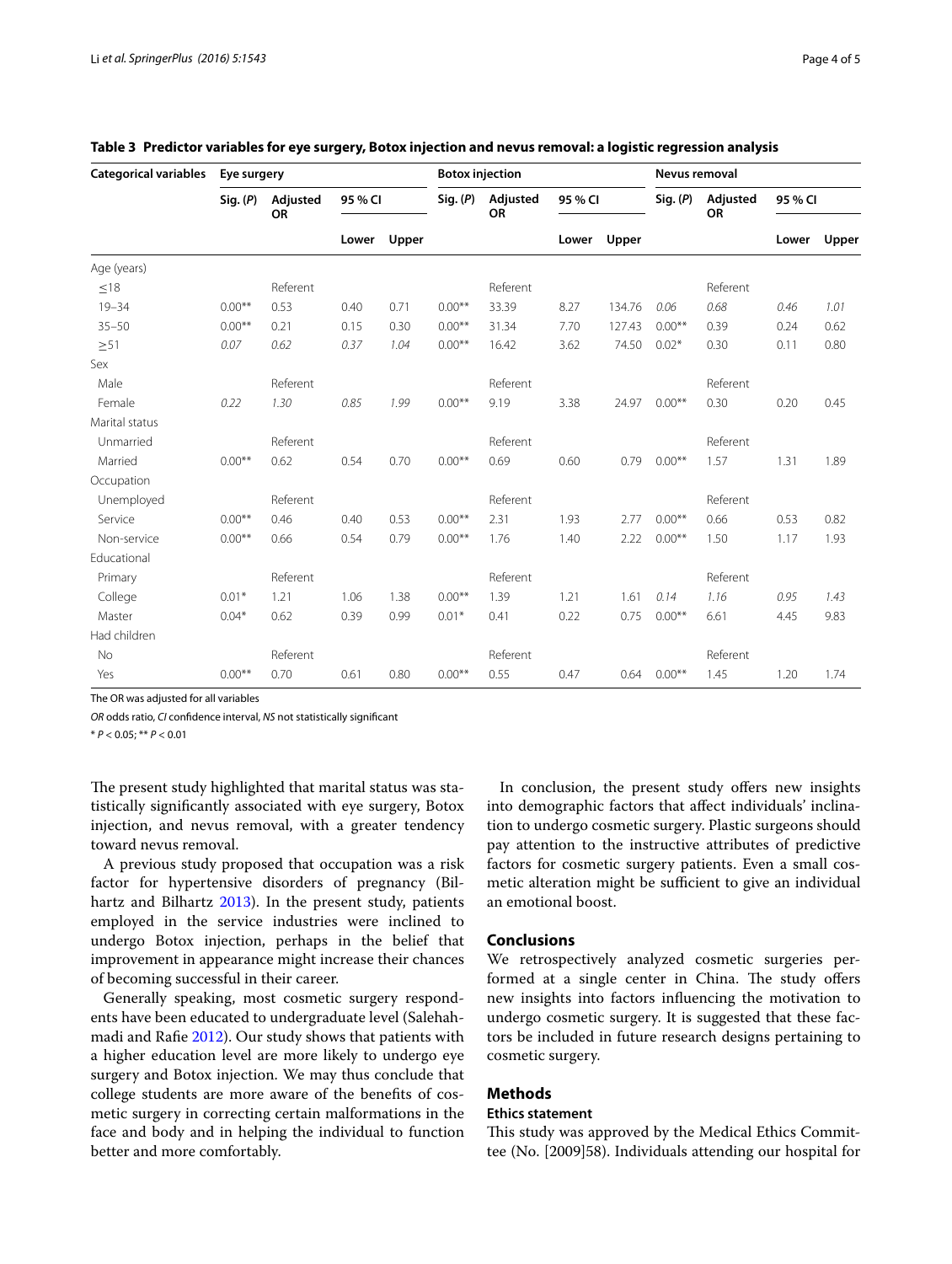**Table 3 Predictor variables for eye surgery, Botox injection and nevus removal: a logistic regression analysis**

| Categorical variables | Eye surgery | | | | Botox injection | | | | Nevus removal | | | |
|---|---|---|---|---|---|---|---|---|---|---|---|---|
| | Sig. (P) | Adjusted OR | 95 % CI | | Sig. (P) | Adjusted OR | 95 % CI | | Sig. (P) | Adjusted OR | 95 % CI | |
| | | | Lower | Upper | | | Lower | Upper | | | Lower | Upper |
| Age (years) | | | | | | | | | | | | |
| ≤18 | | Referent | | | | Referent | | | | Referent | | |
| 19–34 | 0.00** | 0.53 | 0.40 | 0.71 | 0.00** | 33.39 | 8.27 | 134.76 | *0.06* | *0.68* | *0.46* | *1.01* |
| 35–50 | 0.00** | 0.21 | 0.15 | 0.30 | 0.00** | 31.34 | 7.70 | 127.43 | 0.00** | 0.39 | 0.24 | 0.62 |
| ≥51 | *0.07* | *0.62* | *0.37* | *1.04* | 0.00** | 16.42 | 3.62 | 74.50 | 0.02* | 0.30 | 0.11 | 0.80 |
| Sex | | | | | | | | | | | | |
| Male | | Referent | | | | Referent | | | | Referent | | |
| Female | *0.22* | *1.30* | *0.85* | *1.99* | 0.00** | 9.19 | 3.38 | 24.97 | 0.00** | 0.30 | 0.20 | 0.45 |
| Marital status | | | | | | | | | | | | |
| Unmarried | | Referent | | | | Referent | | | | Referent | | |
| Married | 0.00** | 0.62 | 0.54 | 0.70 | 0.00** | 0.69 | 0.60 | 0.79 | 0.00** | 1.57 | 1.31 | 1.89 |
| Occupation | | | | | | | | | | | | |
| Unemployed | | Referent | | | | Referent | | | | Referent | | |
| Service | 0.00** | 0.46 | 0.40 | 0.53 | 0.00** | 2.31 | 1.93 | 2.77 | 0.00** | 0.66 | 0.53 | 0.82 |
| Non-service | 0.00** | 0.66 | 0.54 | 0.79 | 0.00** | 1.76 | 1.40 | 2.22 | 0.00** | 1.50 | 1.17 | 1.93 |
| Educational | | | | | | | | | | | | |
| Primary | | Referent | | | | Referent | | | | Referent | | |
| College | 0.01* | 1.21 | 1.06 | 1.38 | 0.00** | 1.39 | 1.21 | 1.61 | *0.14* | *1.16* | *0.95* | *1.43* |
| Master | 0.04* | 0.62 | 0.39 | 0.99 | 0.01* | 0.41 | 0.22 | 0.75 | 0.00** | 6.61 | 4.45 | 9.83 |
| Had children | | | | | | | | | | | | |
| No | | Referent | | | | Referent | | | | Referent | | |
| Yes | 0.00** | 0.70 | 0.61 | 0.80 | 0.00** | 0.55 | 0.47 | 0.64 | 0.00** | 1.45 | 1.20 | 1.74 |

The OR was adjusted for all variables

*OR* odds ratio, *CI* confidence interval, *NS* not statistically significant

* $P < 0.05$; ** $P < 0.01$

The present study highlighted that marital status was statistically significantly associated with eye surgery, Botox injection, and nevus removal, with a greater tendency toward nevus removal.

A previous study proposed that occupation was a risk factor for hypertensive disorders of pregnancy (Bilhartz and Bilhartz 2013). In the present study, patients employed in the service industries were inclined to undergo Botox injection, perhaps in the belief that improvement in appearance might increase their chances of becoming successful in their career.

Generally speaking, most cosmetic surgery respondents have been educated to undergraduate level (Salehahmadi and Rafie 2012). Our study shows that patients with a higher education level are more likely to undergo eye surgery and Botox injection. We may thus conclude that college students are more aware of the benefits of cosmetic surgery in correcting certain malformations in the face and body and in helping the individual to function better and more comfortably.

In conclusion, the present study offers new insights into demographic factors that affect individuals' inclination to undergo cosmetic surgery. Plastic surgeons should pay attention to the instructive attributes of predictive factors for cosmetic surgery patients. Even a small cosmetic alteration might be sufficient to give an individual an emotional boost.

## Conclusions

We retrospectively analyzed cosmetic surgeries performed at a single center in China. The study offers new insights into factors influencing the motivation to undergo cosmetic surgery. It is suggested that these factors be included in future research designs pertaining to cosmetic surgery.

## Methods

### Ethics statement

This study was approved by the Medical Ethics Committee (No. [2009]58). Individuals attending our hospital for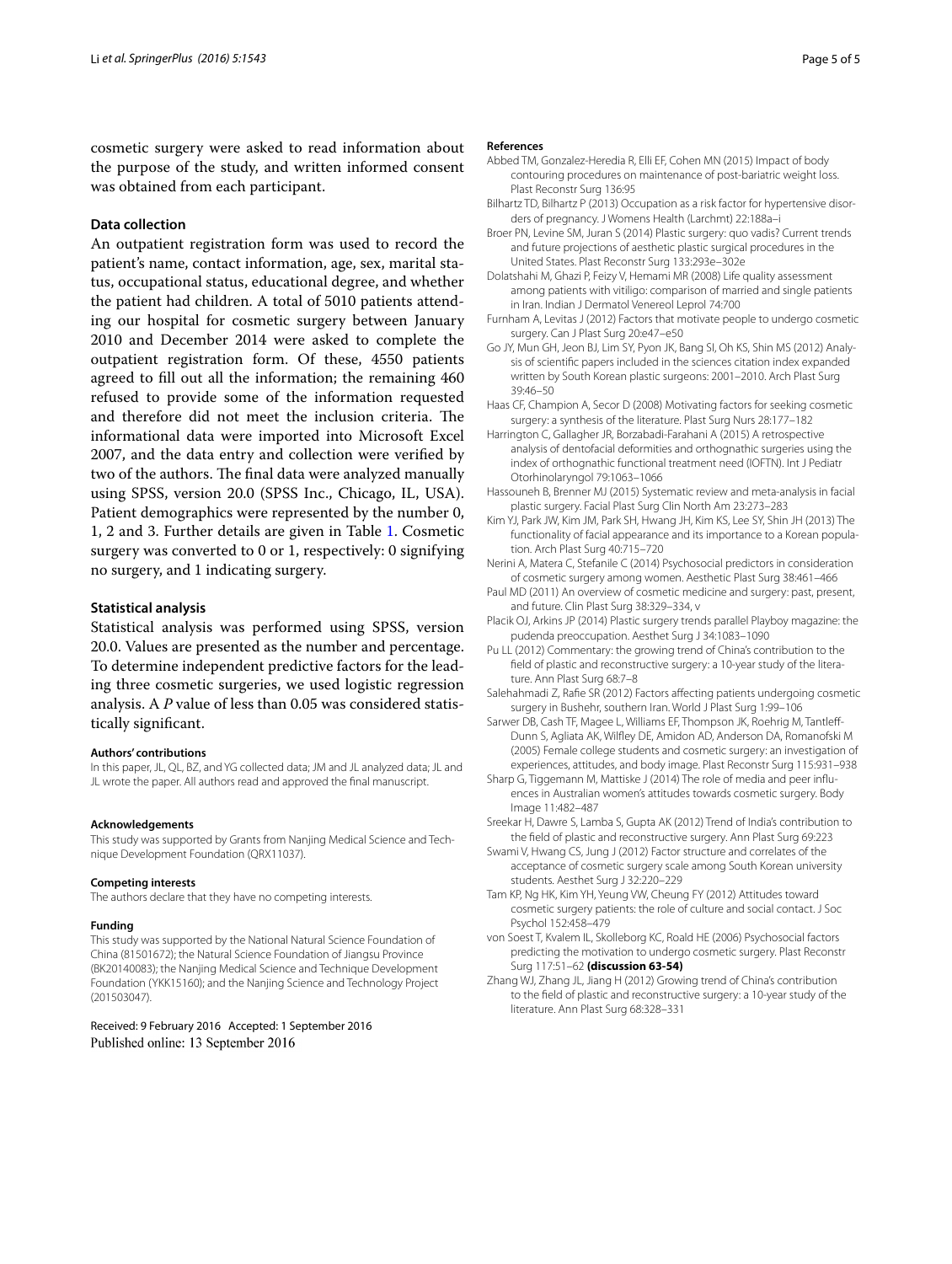cosmetic surgery were asked to read information about the purpose of the study, and written informed consent was obtained from each participant.

### Data collection

An outpatient registration form was used to record the patient's name, contact information, age, sex, marital status, occupational status, educational degree, and whether the patient had children. A total of 5010 patients attending our hospital for cosmetic surgery between January 2010 and December 2014 were asked to complete the outpatient registration form. Of these, 4550 patients agreed to fill out all the information; the remaining 460 refused to provide some of the information requested and therefore did not meet the inclusion criteria. The informational data were imported into Microsoft Excel 2007, and the data entry and collection were verified by two of the authors. The final data were analyzed manually using SPSS, version 20.0 (SPSS Inc., Chicago, IL, USA). Patient demographics were represented by the number 0, 1, 2 and 3. Further details are given in Table 1. Cosmetic surgery was converted to 0 or 1, respectively: 0 signifying no surgery, and 1 indicating surgery.

### Statistical analysis

Statistical analysis was performed using SPSS, version 20.0. Values are presented as the number and percentage. To determine independent predictive factors for the leading three cosmetic surgeries, we used logistic regression analysis. A *P* value of less than 0.05 was considered statistically significant.

#### Authors' contributions

In this paper, JL, QL, BZ, and YG collected data; JM and JL analyzed data; JL and JL wrote the paper. All authors read and approved the final manuscript.

#### Acknowledgements

This study was supported by Grants from Nanjing Medical Science and Technique Development Foundation (QRX11037).

#### Competing interests

The authors declare that they have no competing interests.

#### Funding

This study was supported by the National Natural Science Foundation of China (81501672); the Natural Science Foundation of Jiangsu Province (BK20140083); the Nanjing Medical Science and Technique Development Foundation (YKK15160); and the Nanjing Science and Technology Project (201503047).

Received: 9 February 2016 Accepted: 1 September 2016
Published online: 13 September 2016

#### References

- Abbed TM, Gonzalez-Heredia R, Elli EF, Cohen MN (2015) Impact of body contouring procedures on maintenance of post-bariatric weight loss. Plast Reconstr Surg 136:95
- Bilhartz TD, Bilhartz P (2013) Occupation as a risk factor for hypertensive disorders of pregnancy. J Womens Health (Larchmt) 22:188a–i
- Broer PN, Levine SM, Juran S (2014) Plastic surgery: quo vadis? Current trends and future projections of aesthetic plastic surgical procedures in the United States. Plast Reconstr Surg 133:293e–302e
- Dolatshahi M, Ghazi P, Feizy V, Hemami MR (2008) Life quality assessment among patients with vitiligo: comparison of married and single patients in Iran. Indian J Dermatol Venereol Leprol 74:700
- Furnham A, Levitas J (2012) Factors that motivate people to undergo cosmetic surgery. Can J Plast Surg 20:e47–e50
- Go JY, Mun GH, Jeon BJ, Lim SY, Pyon JK, Bang SI, Oh KS, Shin MS (2012) Analysis of scientific papers included in the sciences citation index expanded written by South Korean plastic surgeons: 2001–2010. Arch Plast Surg 39:46–50
- Haas CF, Champion A, Secor D (2008) Motivating factors for seeking cosmetic surgery: a synthesis of the literature. Plast Surg Nurs 28:177–182
- Harrington C, Gallagher JR, Borzabadi-Farahani A (2015) A retrospective analysis of dentofacial deformities and orthognathic surgeries using the index of orthognathic functional treatment need (IOFTN). Int J Pediatr Otorhinolaryngol 79:1063–1066
- Hassouneh B, Brenner MJ (2015) Systematic review and meta-analysis in facial plastic surgery. Facial Plast Surg Clin North Am 23:273–283
- Kim YJ, Park JW, Kim JM, Park SH, Hwang JH, Kim KS, Lee SY, Shin JH (2013) The functionality of facial appearance and its importance to a Korean population. Arch Plast Surg 40:715–720
- Nerini A, Matera C, Stefanile C (2014) Psychosocial predictors in consideration of cosmetic surgery among women. Aesthetic Plast Surg 38:461–466
- Paul MD (2011) An overview of cosmetic medicine and surgery: past, present, and future. Clin Plast Surg 38:329–334, v
- Placik OJ, Arkins JP (2014) Plastic surgery trends parallel Playboy magazine: the pudenda preoccupation. Aesthet Surg J 34:1083–1090
- Pu LL (2012) Commentary: the growing trend of China's contribution to the field of plastic and reconstructive surgery: a 10-year study of the literature. Ann Plast Surg 68:7–8
- Salehahmadi Z, Rafie SR (2012) Factors affecting patients undergoing cosmetic surgery in Bushehr, southern Iran. World J Plast Surg 1:99–106
- Sarwer DB, Cash TF, Magee L, Williams EF, Thompson JK, Roehrig M, Tantleff-Dunn S, Agliata AK, Wilfley DE, Amidon AD, Anderson DA, Romanofski M (2005) Female college students and cosmetic surgery: an investigation of experiences, attitudes, and body image. Plast Reconstr Surg 115:931–938
- Sharp G, Tiggemann M, Mattiske J (2014) The role of media and peer influences in Australian women's attitudes towards cosmetic surgery. Body Image 11:482–487
- Sreekar H, Dawre S, Lamba S, Gupta AK (2012) Trend of India's contribution to the field of plastic and reconstructive surgery. Ann Plast Surg 69:223
- Swami V, Hwang CS, Jung J (2012) Factor structure and correlates of the acceptance of cosmetic surgery scale among South Korean university students. Aesthet Surg J 32:220–229
- Tam KP, Ng HK, Kim YH, Yeung VW, Cheung FY (2012) Attitudes toward cosmetic surgery patients: the role of culture and social contact. J Soc Psychol 152:458–479
- von Soest T, Kvalem IL, Skolleborg KC, Roald HE (2006) Psychosocial factors predicting the motivation to undergo cosmetic surgery. Plast Reconstr Surg 117:51–62 **(discussion 63-54)**
- Zhang WJ, Zhang JL, Jiang H (2012) Growing trend of China's contribution to the field of plastic and reconstructive surgery: a 10-year study of the literature. Ann Plast Surg 68:328–331